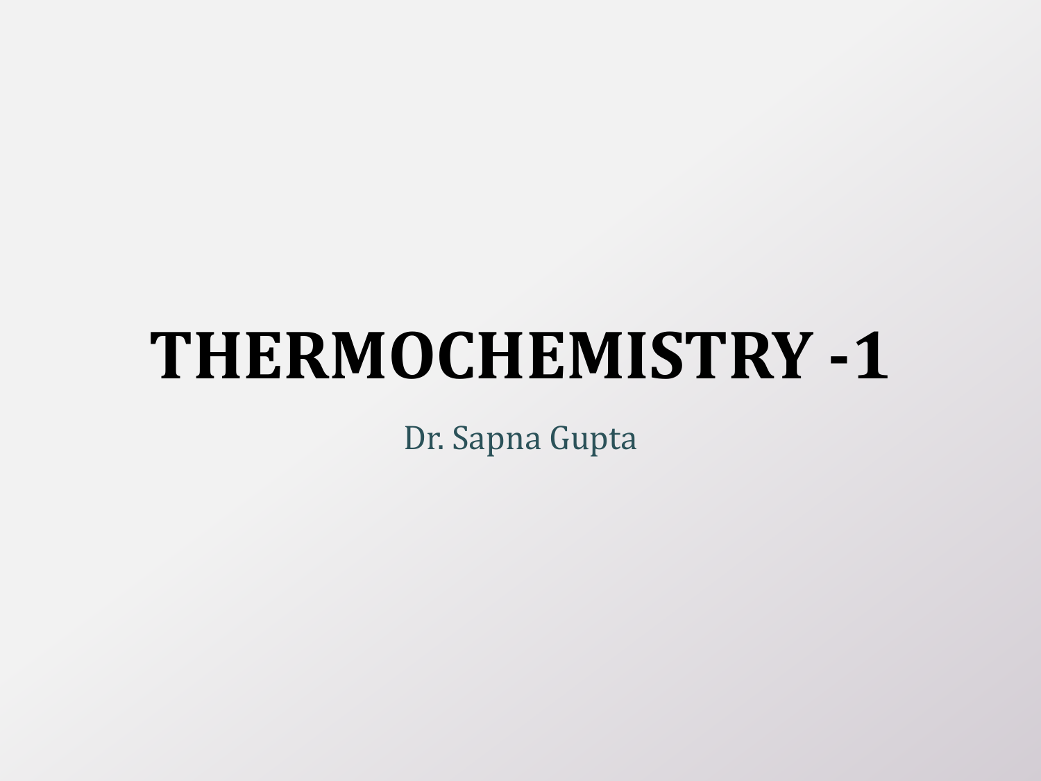# THERMOCHEMISTRY -1

Dr. Sapna Gupta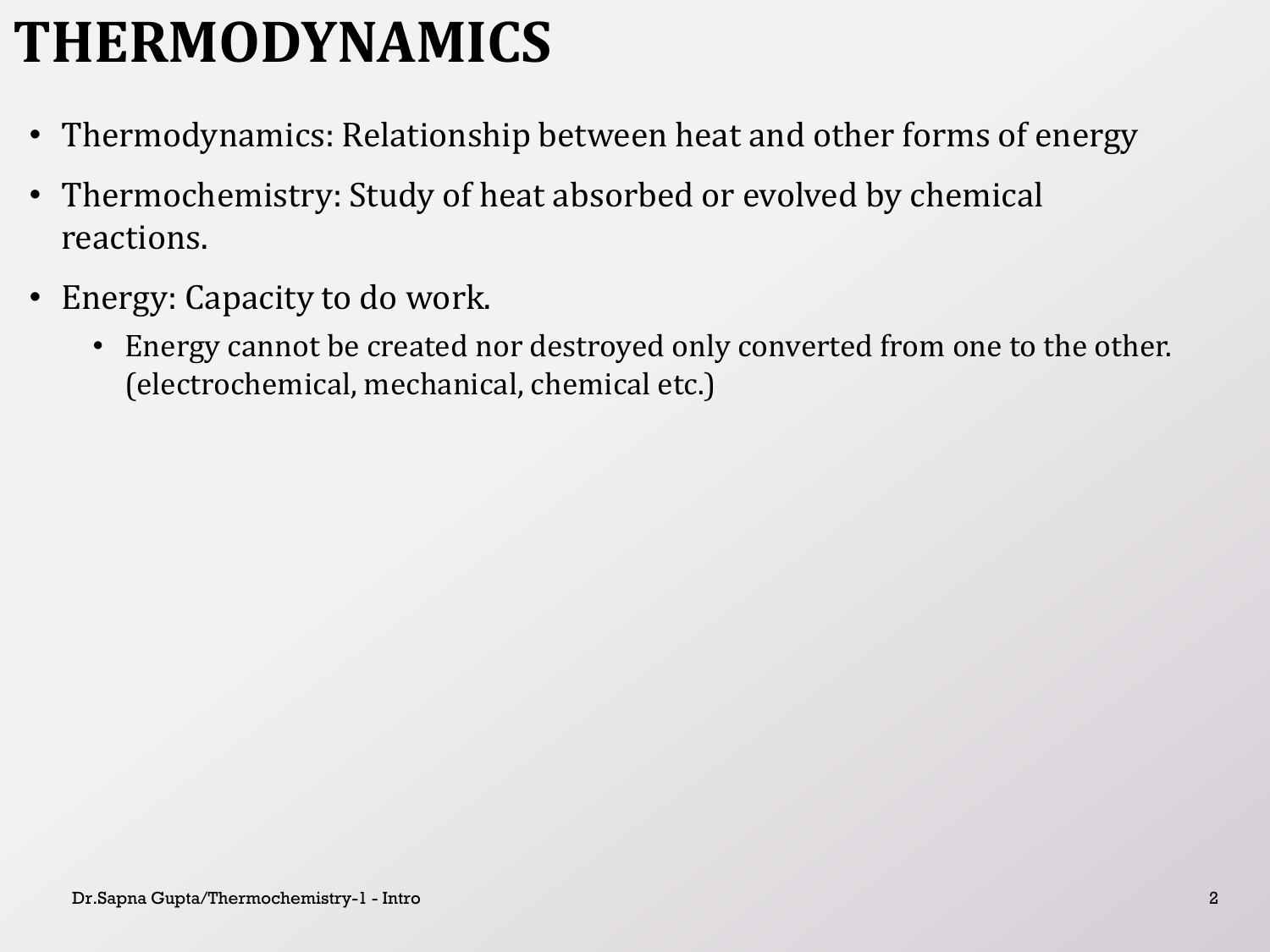# THERMODYNAMICS

- Thermodynamics: Relationship between heat and other forms of energy
- Thermochemistry: Study of heat absorbed or evolved by chemical reactions.
- Energy: Capacity to do work.
  - Energy cannot be created nor destroyed only converted from one to the other. (electrochemical, mechanical, chemical etc.)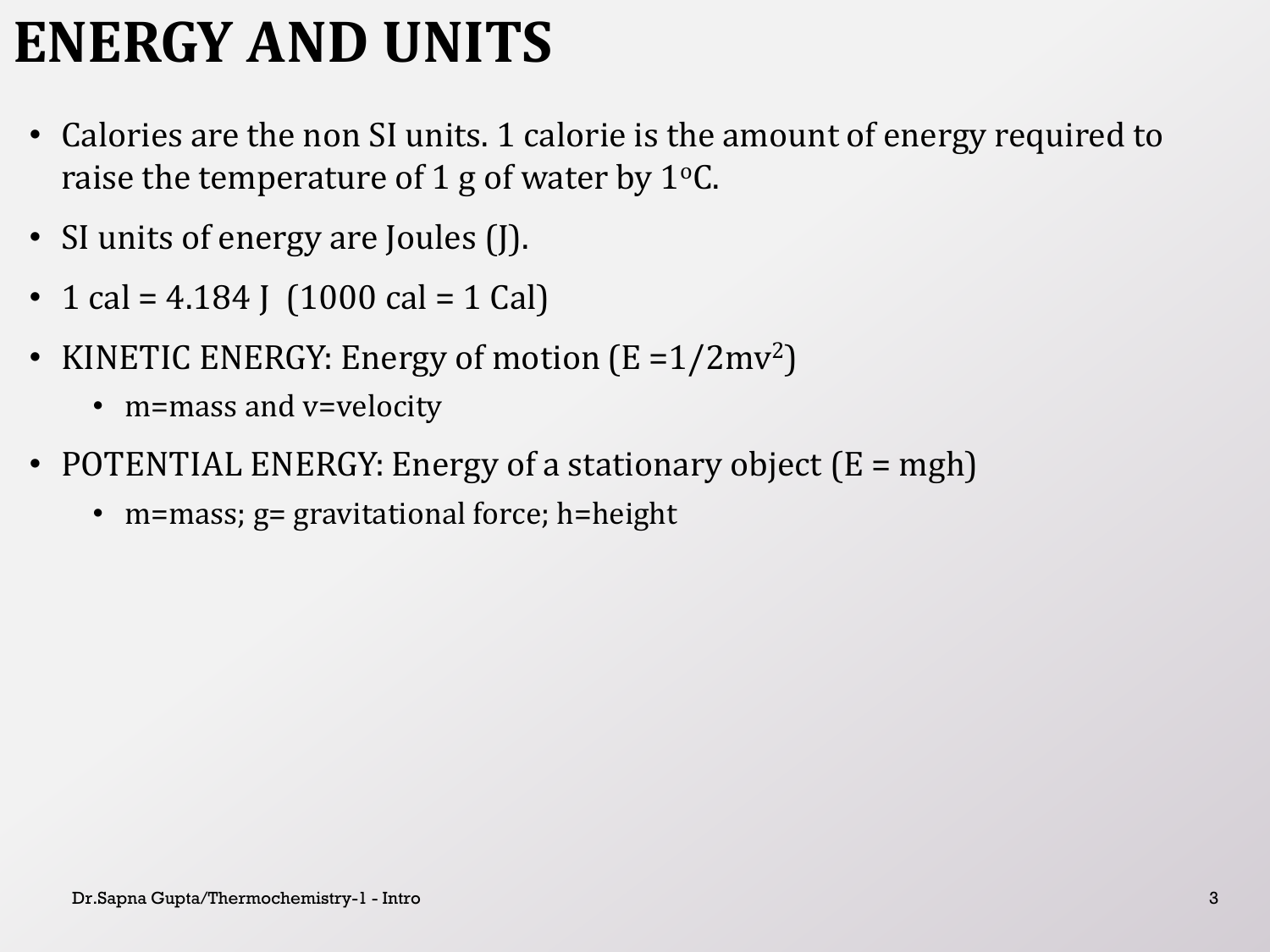# ENERGY AND UNITS

- Calories are the non SI units. 1 calorie is the amount of energy required to raise the temperature of 1 g of water by $1^oC$.
- SI units of energy are Joules (J).
- 1 cal = 4.184 J (1000 cal = 1 Cal)
- KINETIC ENERGY: Energy of motion ($E = 1/2mv^2$)
  - m=mass and v=velocity
- POTENTIAL ENERGY: Energy of a stationary object ($E = mgh$)
  - m=mass; g= gravitational force; h=height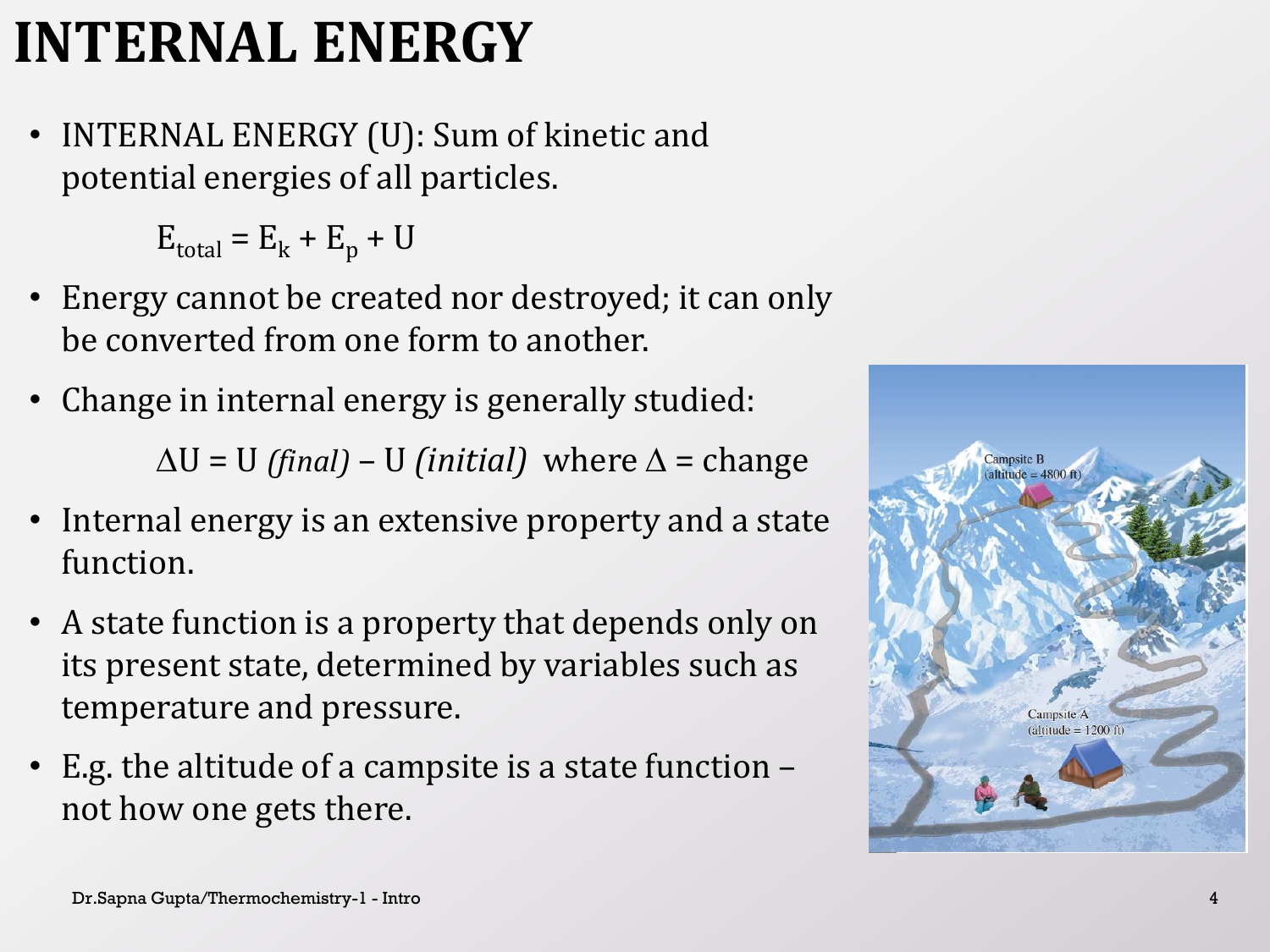# INTERNAL ENERGY

- INTERNAL ENERGY (U): Sum of kinetic and potential energies of all particles.

$$E_{total} = E_k + E_p + U$$

- Energy cannot be created nor destroyed; it can only be converted from one form to another.
- Change in internal energy is generally studied:

$$\Delta U = U\ (final) - U\ (initial) \quad \text{where } \Delta = \text{change}$$

- Internal energy is an extensive property and a state function.
- A state function is a property that depends only on its present state, determined by variables such as temperature and pressure.
- E.g. the altitude of a campsite is a state function – not how one gets there.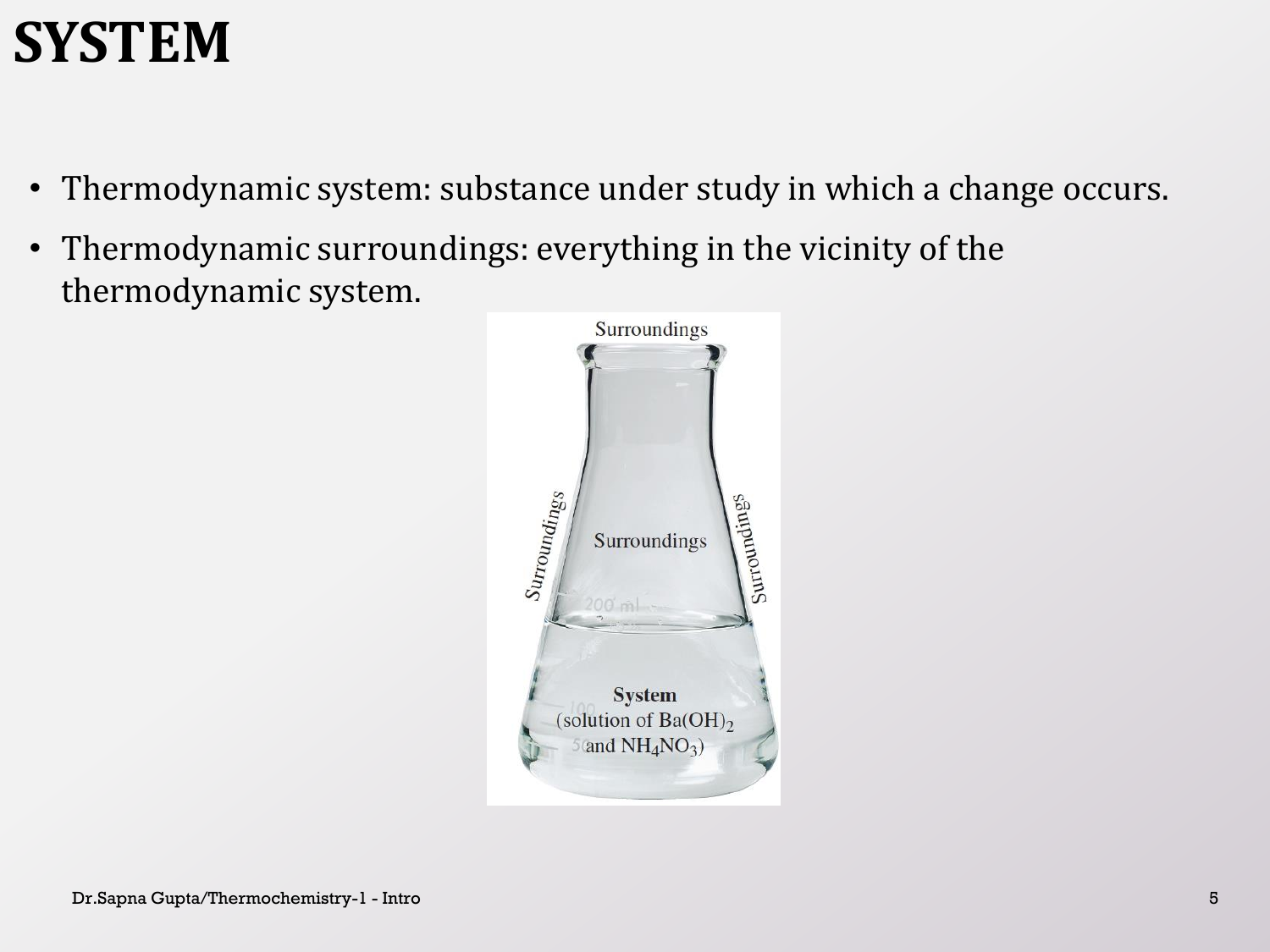# SYSTEM

- Thermodynamic system: substance under study in which a change occurs.
- Thermodynamic surroundings: everything in the vicinity of the thermodynamic system.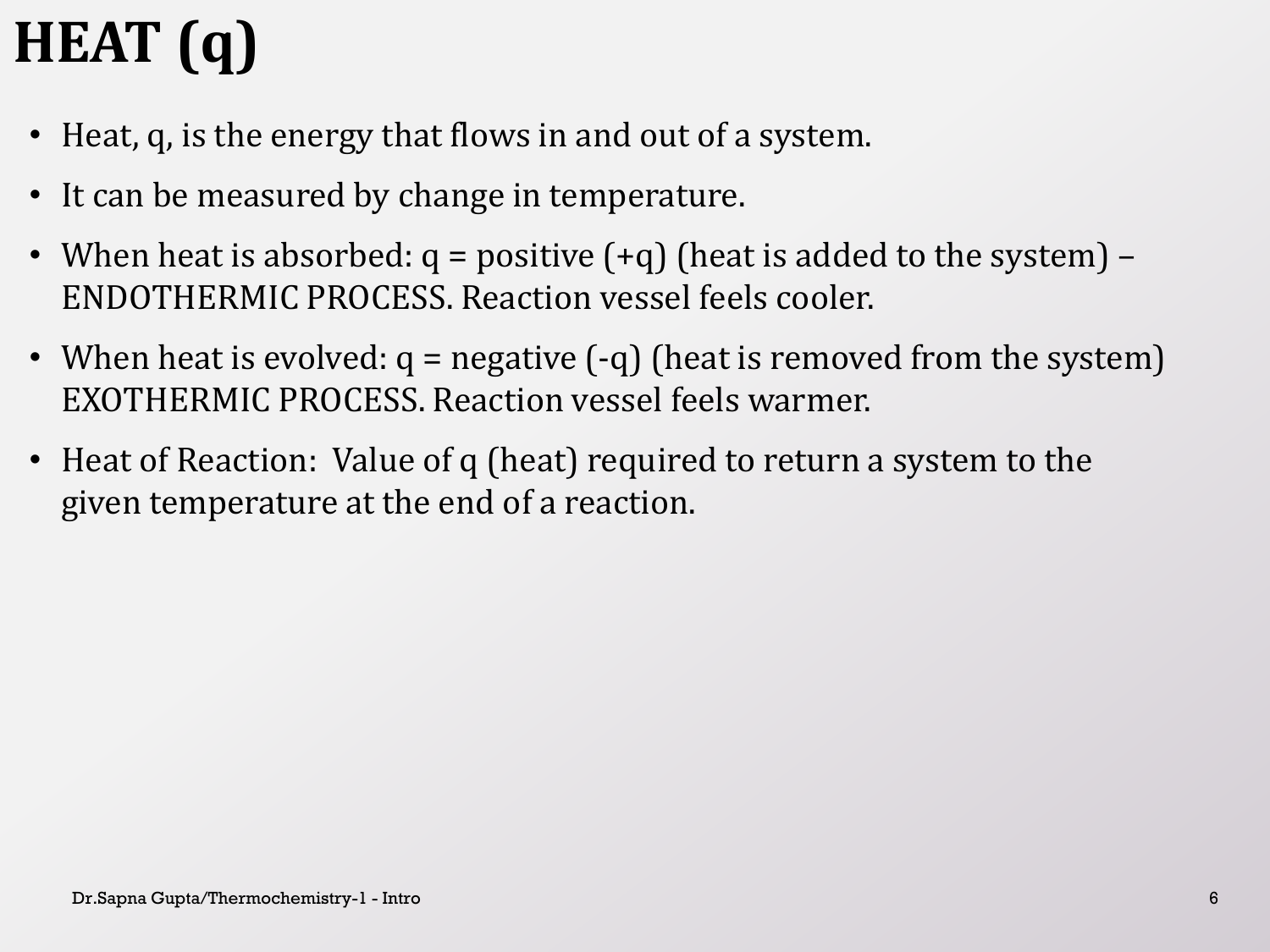# HEAT (q)

- Heat, q, is the energy that flows in and out of a system.
- It can be measured by change in temperature.
- When heat is absorbed: q = positive (+q) (heat is added to the system) – ENDOTHERMIC PROCESS. Reaction vessel feels cooler.
- When heat is evolved: q = negative (-q) (heat is removed from the system) EXOTHERMIC PROCESS. Reaction vessel feels warmer.
- Heat of Reaction: Value of q (heat) required to return a system to the given temperature at the end of a reaction.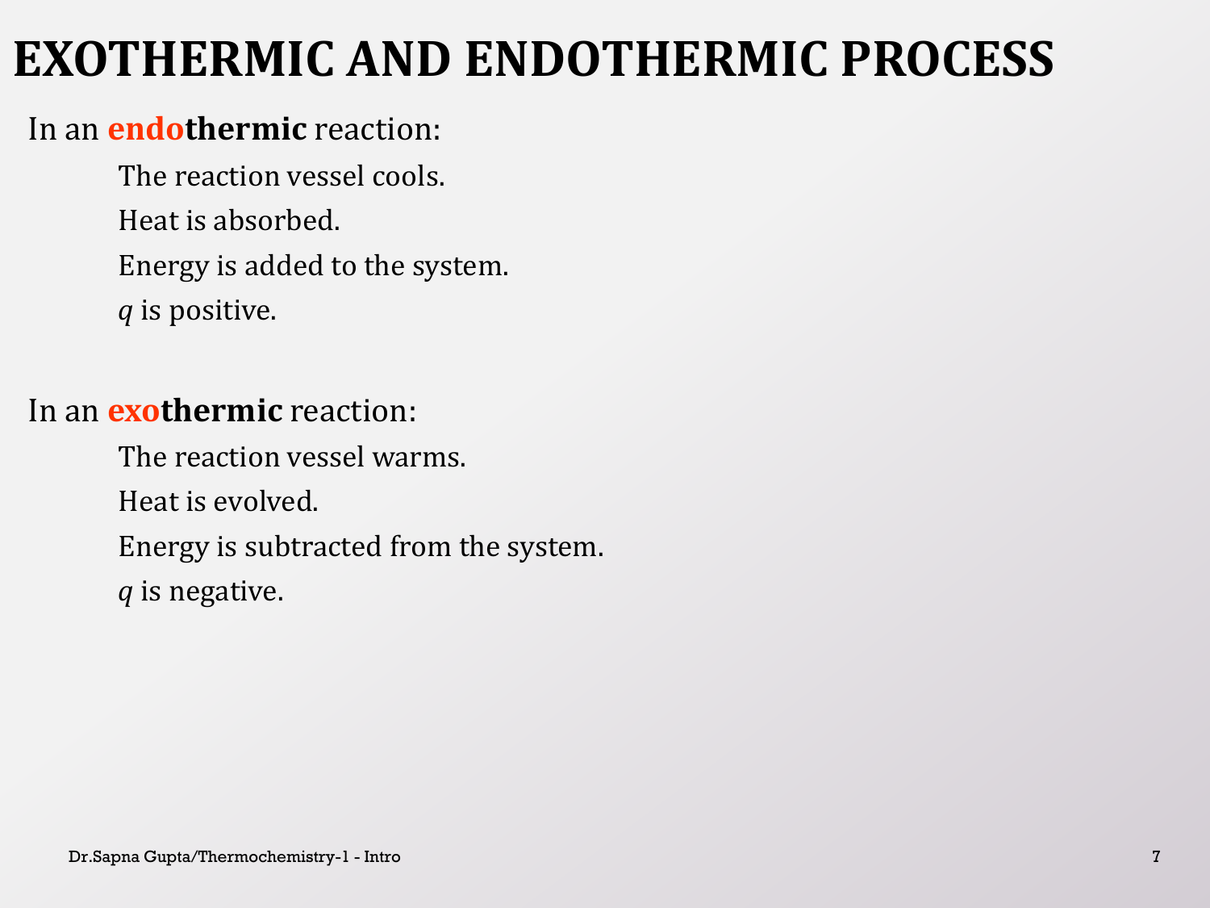# EXOTHERMIC AND ENDOTHERMIC PROCESS

In an **endothermic** reaction:

- The reaction vessel cools.
- Heat is absorbed.
- Energy is added to the system.
- $q$ is positive.

In an **exothermic** reaction:

- The reaction vessel warms.
- Heat is evolved.
- Energy is subtracted from the system.
- $q$ is negative.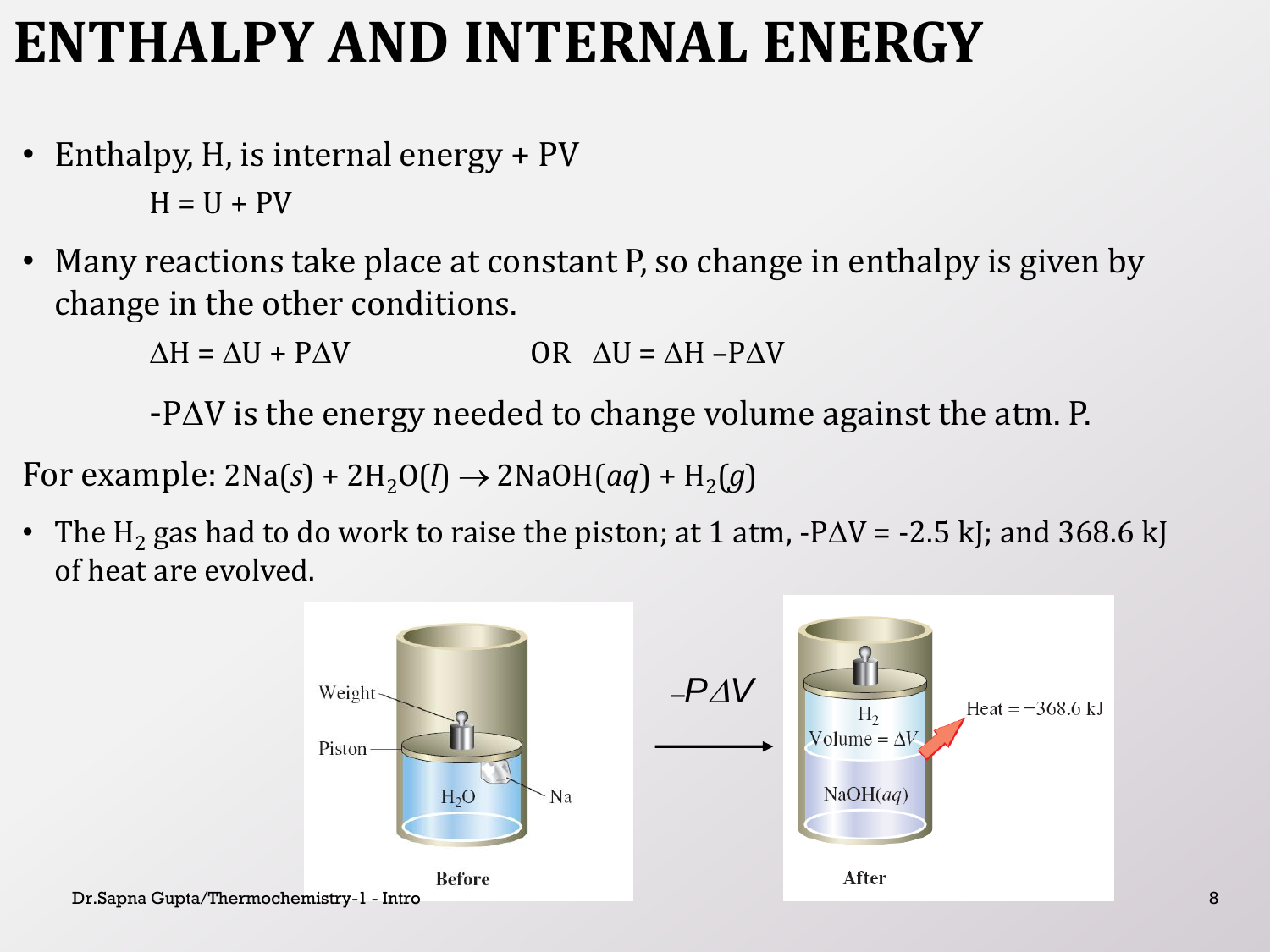# ENTHALPY AND INTERNAL ENERGY

- Enthalpy, H, is internal energy + PV

  $H = U + PV$

- Many reactions take place at constant P, so change in enthalpy is given by change in the other conditions.

  $\Delta H = \Delta U + P\Delta V$ OR $\Delta U = \Delta H - P\Delta V$

  $-P\Delta V$ is the energy needed to change volume against the atm. P.

For example: $2Na(s) + 2H_2O(l) \rightarrow 2NaOH(aq) + H_2(g)$

- The $H_2$ gas had to do work to raise the piston; at 1 atm, $-P\Delta V = -2.5$ kJ; and 368.6 kJ of heat are evolved.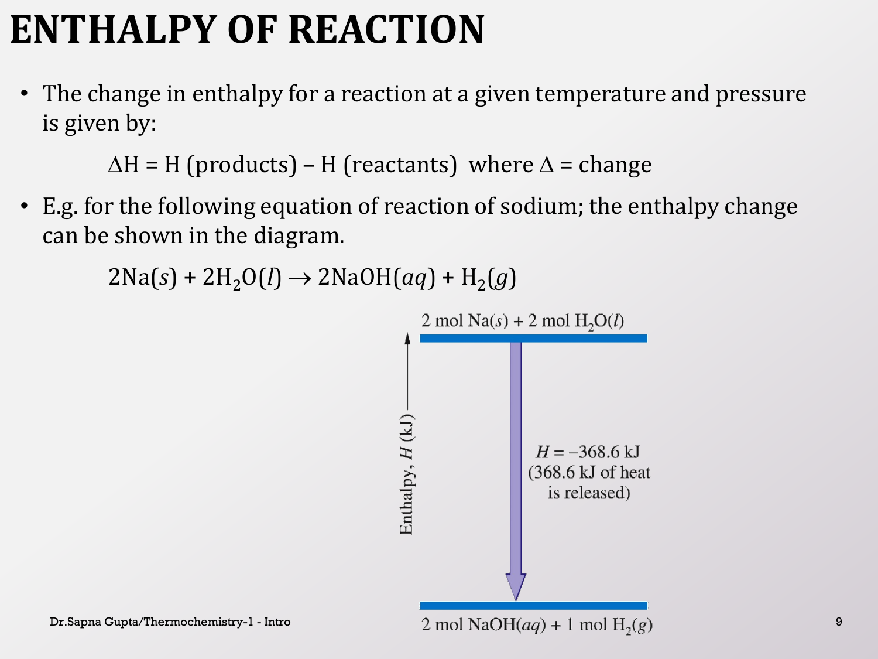# ENTHALPY OF REACTION

- The change in enthalpy for a reaction at a given temperature and pressure is given by:

$$\Delta H = H\text{ (products)} - H\text{ (reactants)} \quad \text{where } \Delta = \text{change}$$

- E.g. for the following equation of reaction of sodium; the enthalpy change can be shown in the diagram.

$$2Na(s) + 2H_2O(l) \rightarrow 2NaOH(aq) + H_2(g)$$

2 mol $Na(s)$ + 2 mol $H_2O(l)$

Enthalpy, $H$ (kJ)

$H = -368.6$ kJ (368.6 kJ of heat is released)

2 mol $NaOH(aq)$ + 1 mol $H_2(g)$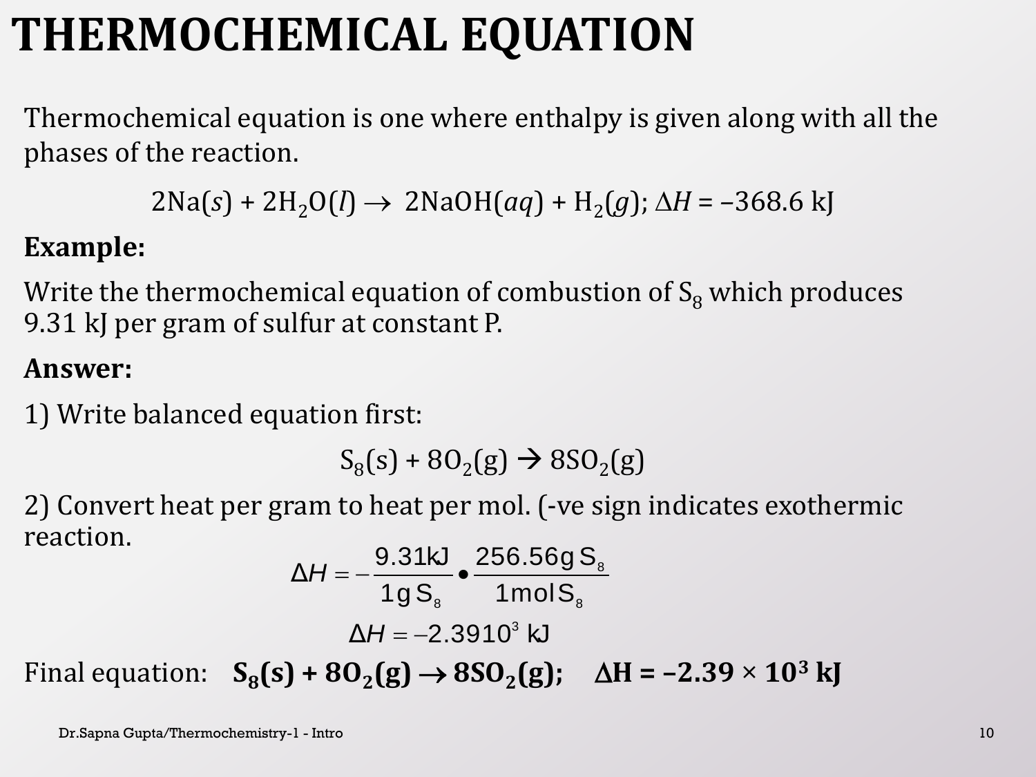# THERMOCHEMICAL EQUATION

Thermochemical equation is one where enthalpy is given along with all the phases of the reaction.

$$2Na(s) + 2H_2O(l) \rightarrow 2NaOH(aq) + H_2(g);\ \Delta H = -368.6\ kJ$$

**Example:**

Write the thermochemical equation of combustion of $S_8$ which produces 9.31 kJ per gram of sulfur at constant P.

**Answer:**

1) Write balanced equation first:

$$S_8(s) + 8O_2(g) \rightarrow 8SO_2(g)$$

2) Convert heat per gram to heat per mol. (-ve sign indicates exothermic reaction.

$$\Delta H = -\frac{9.31 kJ}{1 g\, S_8} \bullet \frac{256.56 g\, S_8}{1 mol\, S_8}$$

$$\Delta H = -2.3910^3\ kJ$$

Final equation: $\mathbf{S_8(s) + 8O_2(g) \rightarrow 8SO_2(g);\quad \Delta H = -2.39 \times 10^3\ kJ}$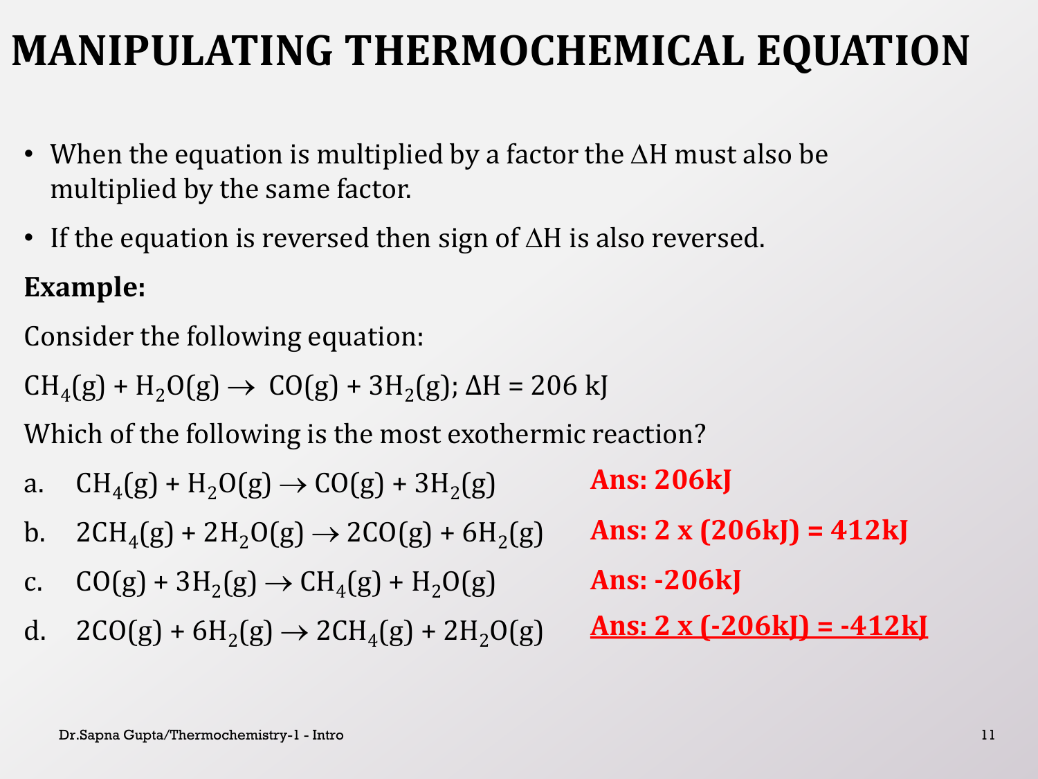# MANIPULATING THERMOCHEMICAL EQUATION

- When the equation is multiplied by a factor the $\Delta H$ must also be multiplied by the same factor.
- If the equation is reversed then sign of $\Delta H$ is also reversed.

**Example:**

Consider the following equation:

$CH_4(g) + H_2O(g) \rightarrow CO(g) + 3H_2(g)$; $\Delta H = 206$ kJ

Which of the following is the most exothermic reaction?

a. $CH_4(g) + H_2O(g) \rightarrow CO(g) + 3H_2(g)$ **Ans: 206kJ**

b. $2CH_4(g) + 2H_2O(g) \rightarrow 2CO(g) + 6H_2(g)$ **Ans: 2 x (206kJ) = 412kJ**

c. $CO(g) + 3H_2(g) \rightarrow CH_4(g) + H_2O(g)$ **Ans: -206kJ**

d. $2CO(g) + 6H_2(g) \rightarrow 2CH_4(g) + 2H_2O(g)$ **<u>Ans: 2 x (-206kJ) = -412kJ</u>**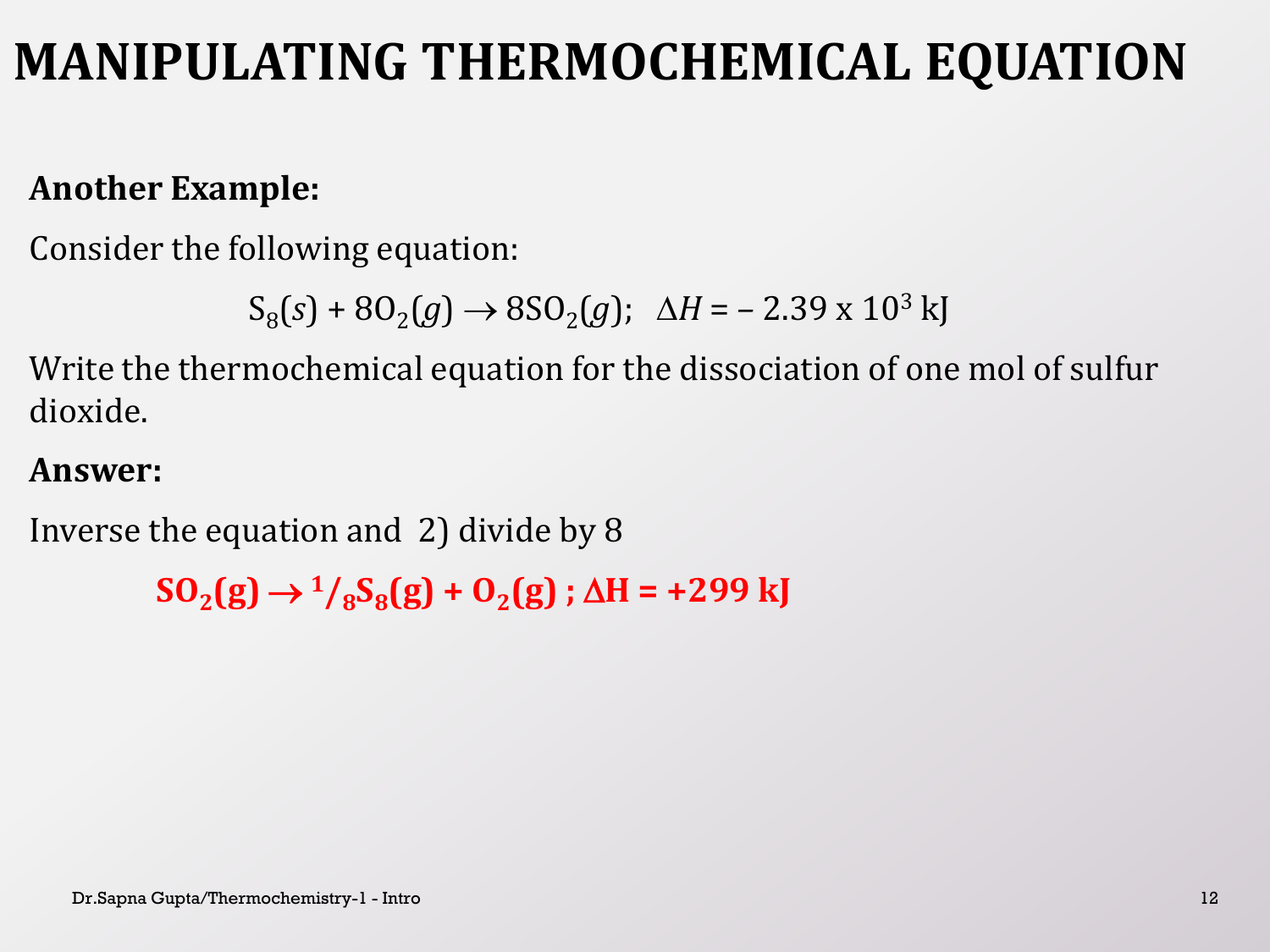# MANIPULATING THERMOCHEMICAL EQUATION

**Another Example:**

Consider the following equation:

$$S_8(s) + 8O_2(g) \rightarrow 8SO_2(g); \quad \Delta H = -2.39 \times 10^3 \text{ kJ}$$

Write the thermochemical equation for the dissociation of one mol of sulfur dioxide.

**Answer:**

Inverse the equation and 2) divide by 8

$$\mathbf{SO_2(g) \rightarrow {}^1/_8S_8(g) + O_2(g) \; ; \; \Delta H = +299 \text{ kJ}}$$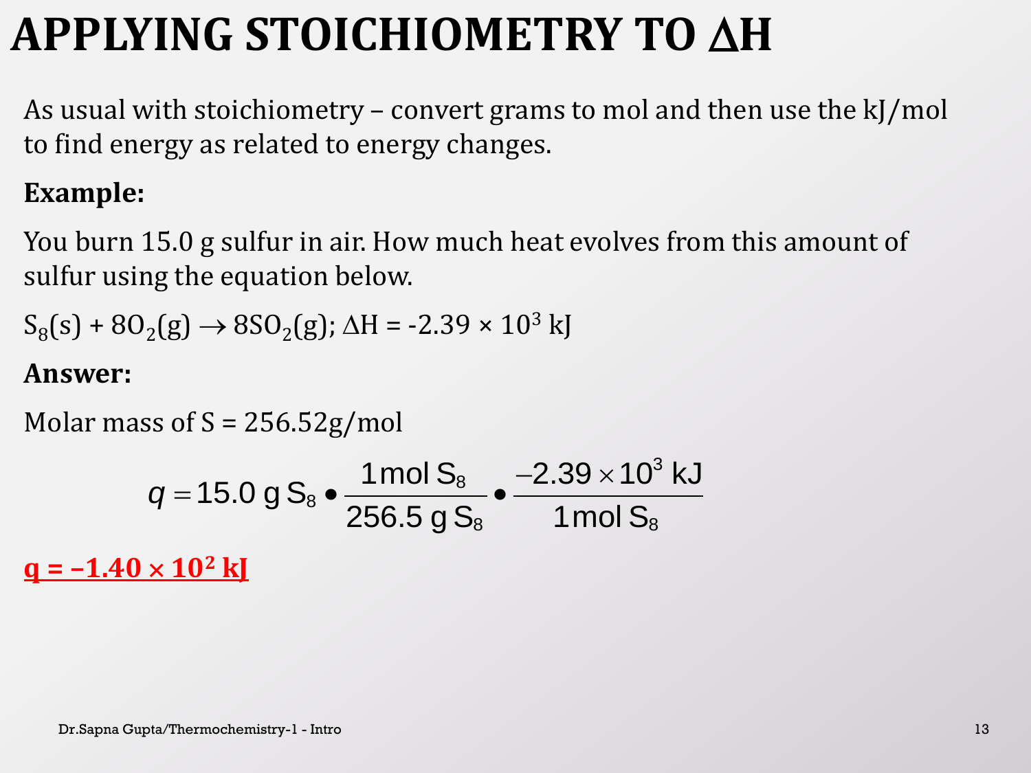# APPLYING STOICHIOMETRY TO ΔH

As usual with stoichiometry – convert grams to mol and then use the kJ/mol to find energy as related to energy changes.

**Example:**

You burn 15.0 g sulfur in air. How much heat evolves from this amount of sulfur using the equation below.

$S_8(s) + 8O_2(g) \rightarrow 8SO_2(g)$; $\Delta H = -2.39 \times 10^3$ kJ

**Answer:**

Molar mass of S = 256.52g/mol

$$q = 15.0 \text{ g } S_8 \bullet \frac{1 \text{ mol } S_8}{256.5 \text{ g } S_8} \bullet \frac{-2.39 \times 10^3 \text{ kJ}}{1 \text{ mol } S_8}$$

**$q = -1.40 \times 10^2$ kJ**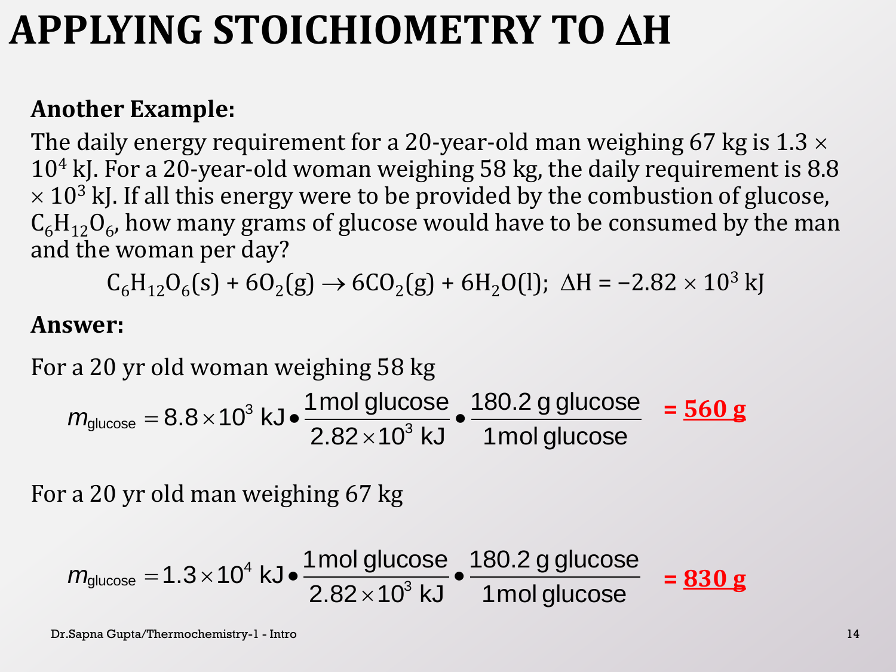# APPLYING STOICHIOMETRY TO ΔH

**Another Example:**

The daily energy requirement for a 20-year-old man weighing 67 kg is $1.3 \times 10^4$ kJ. For a 20-year-old woman weighing 58 kg, the daily requirement is $8.8 \times 10^3$ kJ. If all this energy were to be provided by the combustion of glucose, $C_6H_{12}O_6$, how many grams of glucose would have to be consumed by the man and the woman per day?

$$C_6H_{12}O_6(s) + 6O_2(g) \rightarrow 6CO_2(g) + 6H_2O(l);\ \Delta H = -2.82 \times 10^3 \text{ kJ}$$

**Answer:**

For a 20 yr old woman weighing 58 kg

$$m_{\text{glucose}} = 8.8 \times 10^3 \text{ kJ} \bullet \frac{1 \text{ mol glucose}}{2.82 \times 10^3 \text{ kJ}} \bullet \frac{180.2 \text{ g glucose}}{1 \text{ mol glucose}} = \mathbf{560\ g}$$

For a 20 yr old man weighing 67 kg

$$m_{\text{glucose}} = 1.3 \times 10^4 \text{ kJ} \bullet \frac{1 \text{ mol glucose}}{2.82 \times 10^3 \text{ kJ}} \bullet \frac{180.2 \text{ g glucose}}{1 \text{ mol glucose}} = \mathbf{830\ g}$$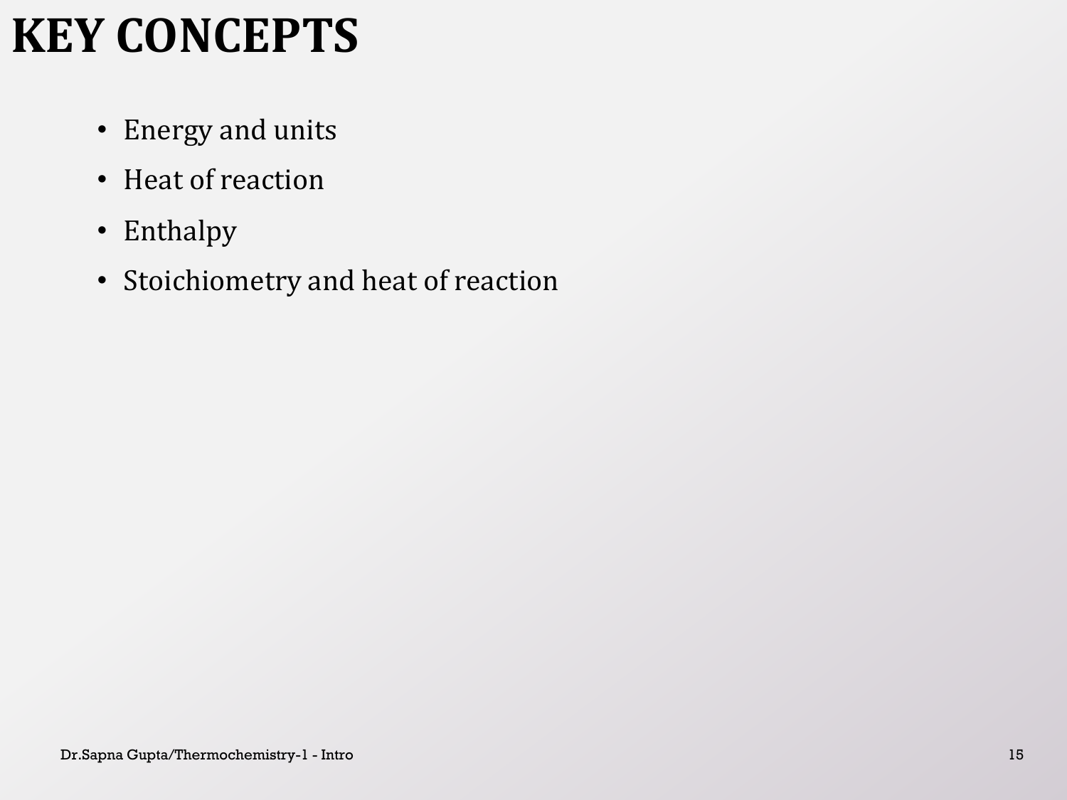# KEY CONCEPTS

- Energy and units
- Heat of reaction
- Enthalpy
- Stoichiometry and heat of reaction